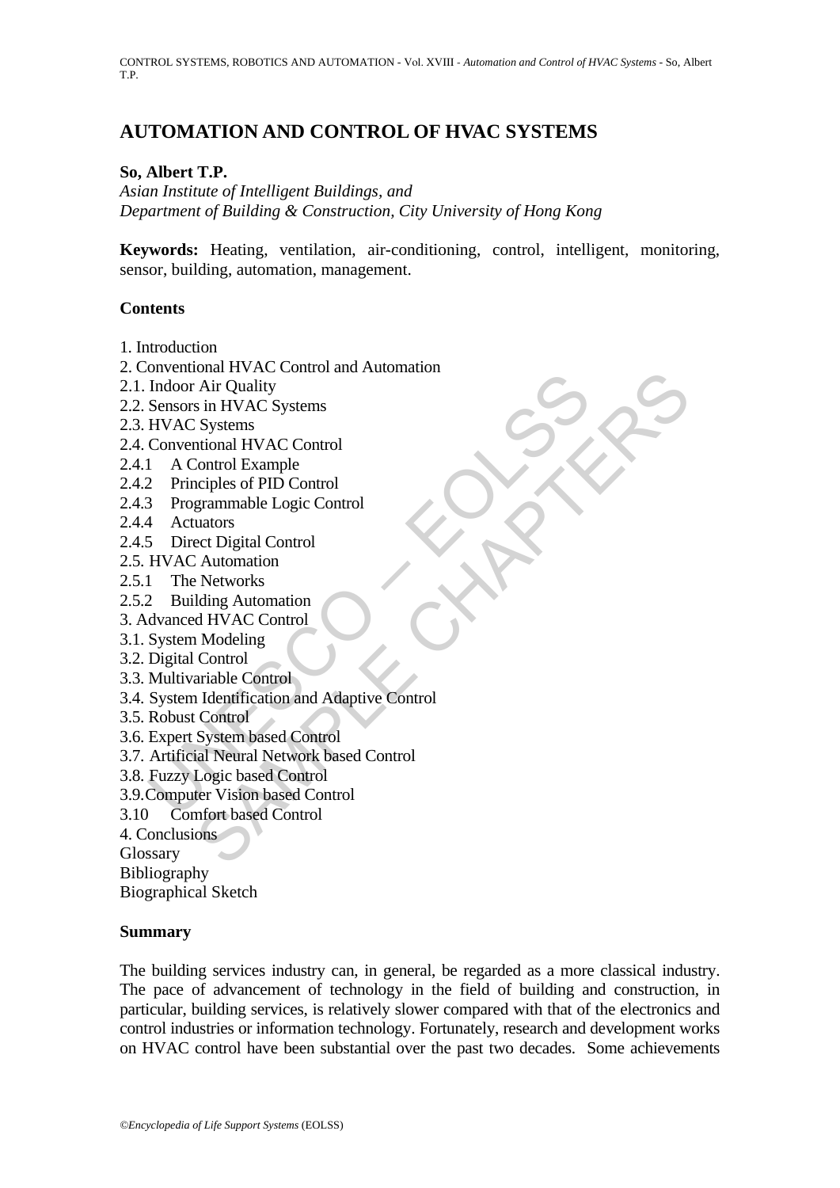# AUTOMATION AND CONTROL OF HVAC SYSTEMS

**So, Albert T.P.**

*Asian Institute of Intelligent Buildings, and*
*Department of Building & Construction, City University of Hong Kong*

**Keywords:** Heating, ventilation, air-conditioning, control, intelligent, monitoring, sensor, building, automation, management.

## Contents

1. Introduction
2. Conventional HVAC Control and Automation
2.1. Indoor Air Quality
2.2. Sensors in HVAC Systems
2.3. HVAC Systems
2.4. Conventional HVAC Control
2.4.1 A Control Example
2.4.2 Principles of PID Control
2.4.3 Programmable Logic Control
2.4.4 Actuators
2.4.5 Direct Digital Control
2.5. HVAC Automation
2.5.1 The Networks
2.5.2 Building Automation
3. Advanced HVAC Control
3.1. System Modeling
3.2. Digital Control
3.3. Multivariable Control
3.4. System Identification and Adaptive Control
3.5. Robust Control
3.6. Expert System based Control
3.7. Artificial Neural Network based Control
3.8. Fuzzy Logic based Control
3.9. Computer Vision based Control
3.10 Comfort based Control
4. Conclusions
Glossary
Bibliography
Biographical Sketch

## Summary

The building services industry can, in general, be regarded as a more classical industry. The pace of advancement of technology in the field of building and construction, in particular, building services, is relatively slower compared with that of the electronics and control industries or information technology. Fortunately, research and development works on HVAC control have been substantial over the past two decades. Some achievements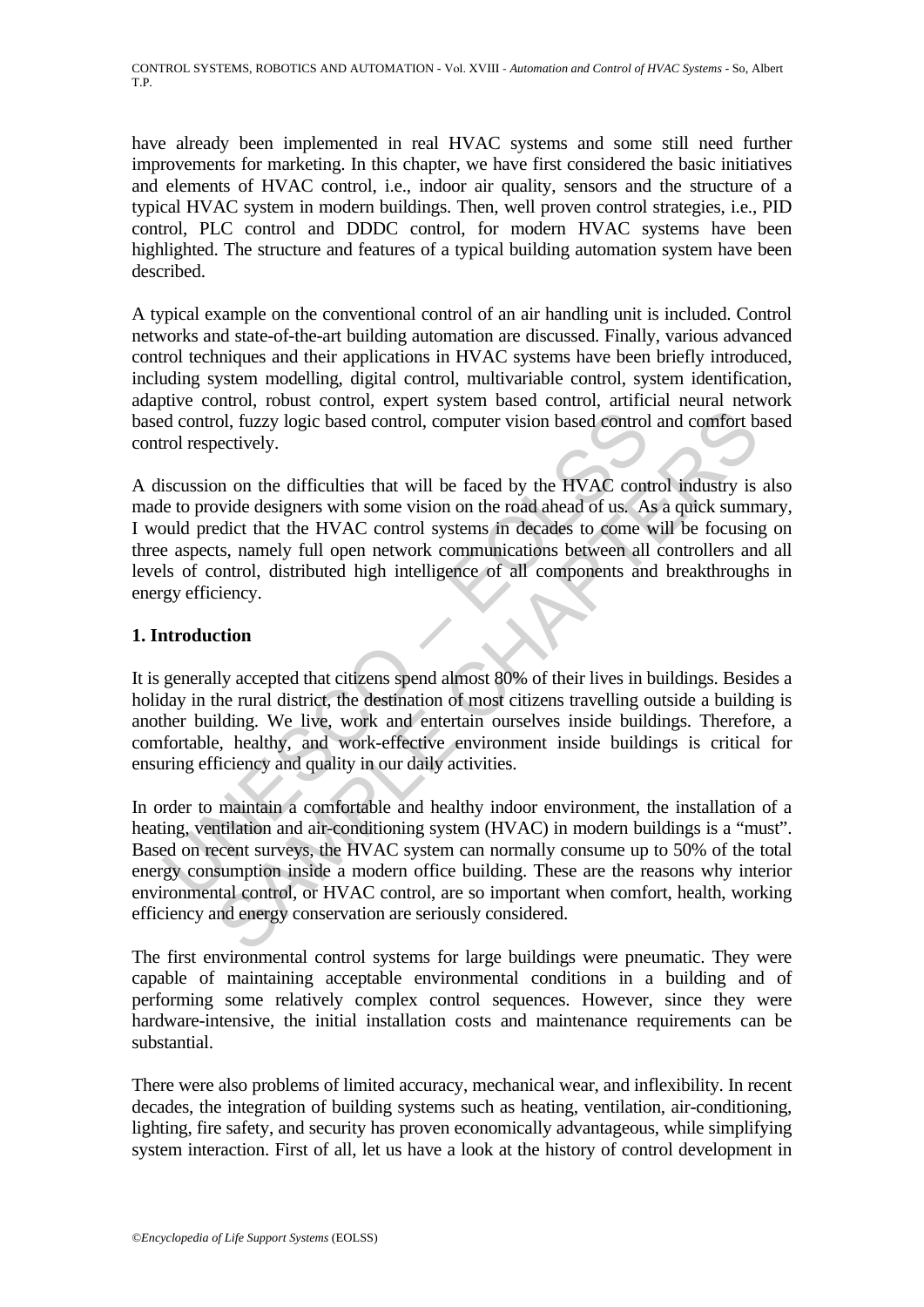have already been implemented in real HVAC systems and some still need further improvements for marketing. In this chapter, we have first considered the basic initiatives and elements of HVAC control, i.e., indoor air quality, sensors and the structure of a typical HVAC system in modern buildings. Then, well proven control strategies, i.e., PID control, PLC control and DDDC control, for modern HVAC systems have been highlighted. The structure and features of a typical building automation system have been described.

A typical example on the conventional control of an air handling unit is included. Control networks and state-of-the-art building automation are discussed. Finally, various advanced control techniques and their applications in HVAC systems have been briefly introduced, including system modelling, digital control, multivariable control, system identification, adaptive control, robust control, expert system based control, artificial neural network based control, fuzzy logic based control, computer vision based control and comfort based control respectively.

A discussion on the difficulties that will be faced by the HVAC control industry is also made to provide designers with some vision on the road ahead of us. As a quick summary, I would predict that the HVAC control systems in decades to come will be focusing on three aspects, namely full open network communications between all controllers and all levels of control, distributed high intelligence of all components and breakthroughs in energy efficiency.

## 1. Introduction

It is generally accepted that citizens spend almost 80% of their lives in buildings. Besides a holiday in the rural district, the destination of most citizens travelling outside a building is another building. We live, work and entertain ourselves inside buildings. Therefore, a comfortable, healthy, and work-effective environment inside buildings is critical for ensuring efficiency and quality in our daily activities.

In order to maintain a comfortable and healthy indoor environment, the installation of a heating, ventilation and air-conditioning system (HVAC) in modern buildings is a "must". Based on recent surveys, the HVAC system can normally consume up to 50% of the total energy consumption inside a modern office building. These are the reasons why interior environmental control, or HVAC control, are so important when comfort, health, working efficiency and energy conservation are seriously considered.

The first environmental control systems for large buildings were pneumatic. They were capable of maintaining acceptable environmental conditions in a building and of performing some relatively complex control sequences. However, since they were hardware-intensive, the initial installation costs and maintenance requirements can be substantial.

There were also problems of limited accuracy, mechanical wear, and inflexibility. In recent decades, the integration of building systems such as heating, ventilation, air-conditioning, lighting, fire safety, and security has proven economically advantageous, while simplifying system interaction. First of all, let us have a look at the history of control development in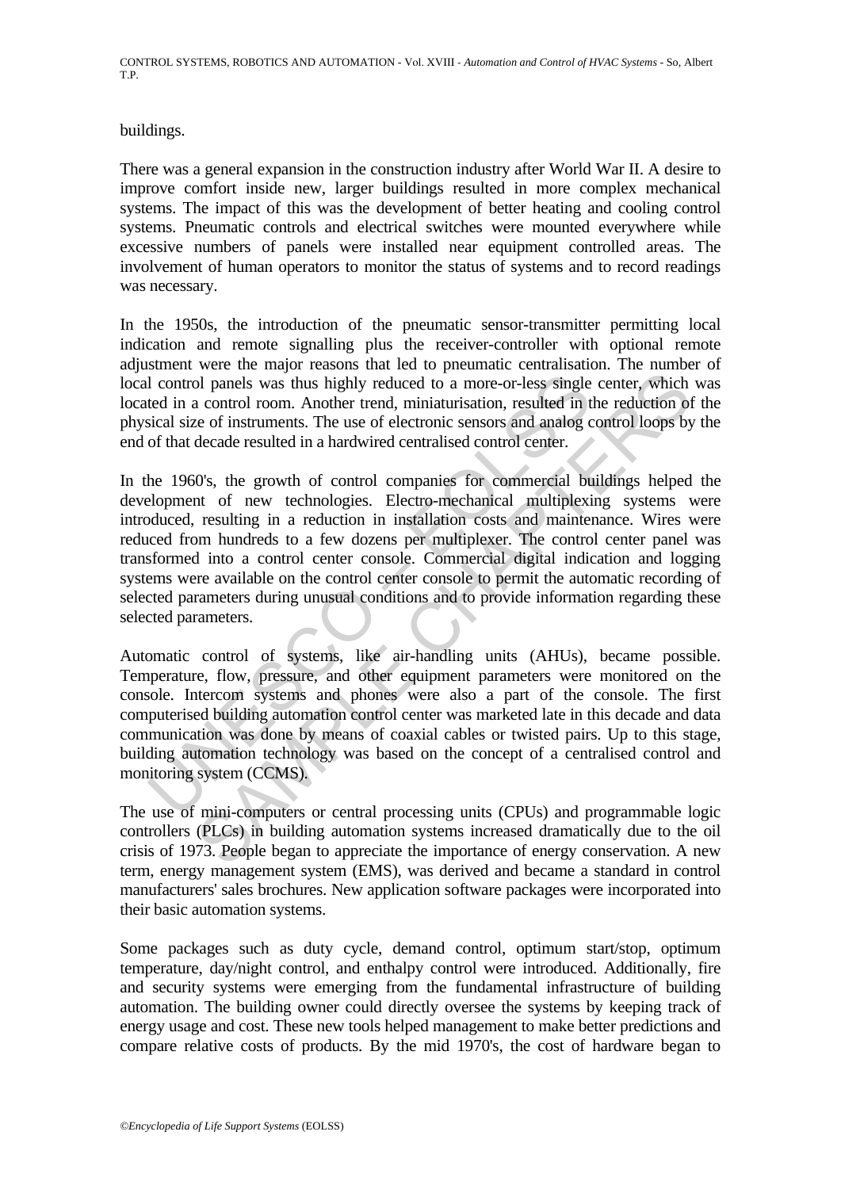buildings.

There was a general expansion in the construction industry after World War II. A desire to improve comfort inside new, larger buildings resulted in more complex mechanical systems. The impact of this was the development of better heating and cooling control systems. Pneumatic controls and electrical switches were mounted everywhere while excessive numbers of panels were installed near equipment controlled areas. The involvement of human operators to monitor the status of systems and to record readings was necessary.

In the 1950s, the introduction of the pneumatic sensor-transmitter permitting local indication and remote signalling plus the receiver-controller with optional remote adjustment were the major reasons that led to pneumatic centralisation. The number of local control panels was thus highly reduced to a more-or-less single center, which was located in a control room. Another trend, miniaturisation, resulted in the reduction of the physical size of instruments. The use of electronic sensors and analog control loops by the end of that decade resulted in a hardwired centralised control center.

In the 1960's, the growth of control companies for commercial buildings helped the development of new technologies. Electro-mechanical multiplexing systems were introduced, resulting in a reduction in installation costs and maintenance. Wires were reduced from hundreds to a few dozens per multiplexer. The control center panel was transformed into a control center console. Commercial digital indication and logging systems were available on the control center console to permit the automatic recording of selected parameters during unusual conditions and to provide information regarding these selected parameters.

Automatic control of systems, like air-handling units (AHUs), became possible. Temperature, flow, pressure, and other equipment parameters were monitored on the console. Intercom systems and phones were also a part of the console. The first computerised building automation control center was marketed late in this decade and data communication was done by means of coaxial cables or twisted pairs. Up to this stage, building automation technology was based on the concept of a centralised control and monitoring system (CCMS).

The use of mini-computers or central processing units (CPUs) and programmable logic controllers (PLCs) in building automation systems increased dramatically due to the oil crisis of 1973. People began to appreciate the importance of energy conservation. A new term, energy management system (EMS), was derived and became a standard in control manufacturers' sales brochures. New application software packages were incorporated into their basic automation systems.

Some packages such as duty cycle, demand control, optimum start/stop, optimum temperature, day/night control, and enthalpy control were introduced. Additionally, fire and security systems were emerging from the fundamental infrastructure of building automation. The building owner could directly oversee the systems by keeping track of energy usage and cost. These new tools helped management to make better predictions and compare relative costs of products. By the mid 1970's, the cost of hardware began to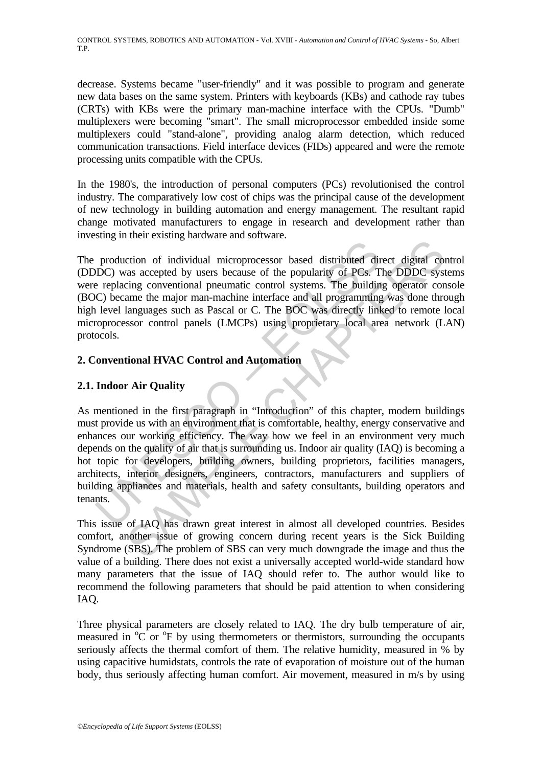decrease. Systems became "user-friendly" and it was possible to program and generate new data bases on the same system. Printers with keyboards (KBs) and cathode ray tubes (CRTs) with KBs were the primary man-machine interface with the CPUs. "Dumb" multiplexers were becoming "smart". The small microprocessor embedded inside some multiplexers could "stand-alone", providing analog alarm detection, which reduced communication transactions. Field interface devices (FIDs) appeared and were the remote processing units compatible with the CPUs.

In the 1980's, the introduction of personal computers (PCs) revolutionised the control industry. The comparatively low cost of chips was the principal cause of the development of new technology in building automation and energy management. The resultant rapid change motivated manufacturers to engage in research and development rather than investing in their existing hardware and software.

The production of individual microprocessor based distributed direct digital control (DDDC) was accepted by users because of the popularity of PCs. The DDDC systems were replacing conventional pneumatic control systems. The building operator console (BOC) became the major man-machine interface and all programming was done through high level languages such as Pascal or C. The BOC was directly linked to remote local microprocessor control panels (LMCPs) using proprietary local area network (LAN) protocols.

## 2. Conventional HVAC Control and Automation

### 2.1. Indoor Air Quality

As mentioned in the first paragraph in "Introduction" of this chapter, modern buildings must provide us with an environment that is comfortable, healthy, energy conservative and enhances our working efficiency. The way how we feel in an environment very much depends on the quality of air that is surrounding us. Indoor air quality (IAQ) is becoming a hot topic for developers, building owners, building proprietors, facilities managers, architects, interior designers, engineers, contractors, manufacturers and suppliers of building appliances and materials, health and safety consultants, building operators and tenants.

This issue of IAQ has drawn great interest in almost all developed countries. Besides comfort, another issue of growing concern during recent years is the Sick Building Syndrome (SBS). The problem of SBS can very much downgrade the image and thus the value of a building. There does not exist a universally accepted world-wide standard how many parameters that the issue of IAQ should refer to. The author would like to recommend the following parameters that should be paid attention to when considering IAQ.

Three physical parameters are closely related to IAQ. The dry bulb temperature of air, measured in $^{o}$C or $^{o}$F by using thermometers or thermistors, surrounding the occupants seriously affects the thermal comfort of them. The relative humidity, measured in % by using capacitive humidstats, controls the rate of evaporation of moisture out of the human body, thus seriously affecting human comfort. Air movement, measured in m/s by using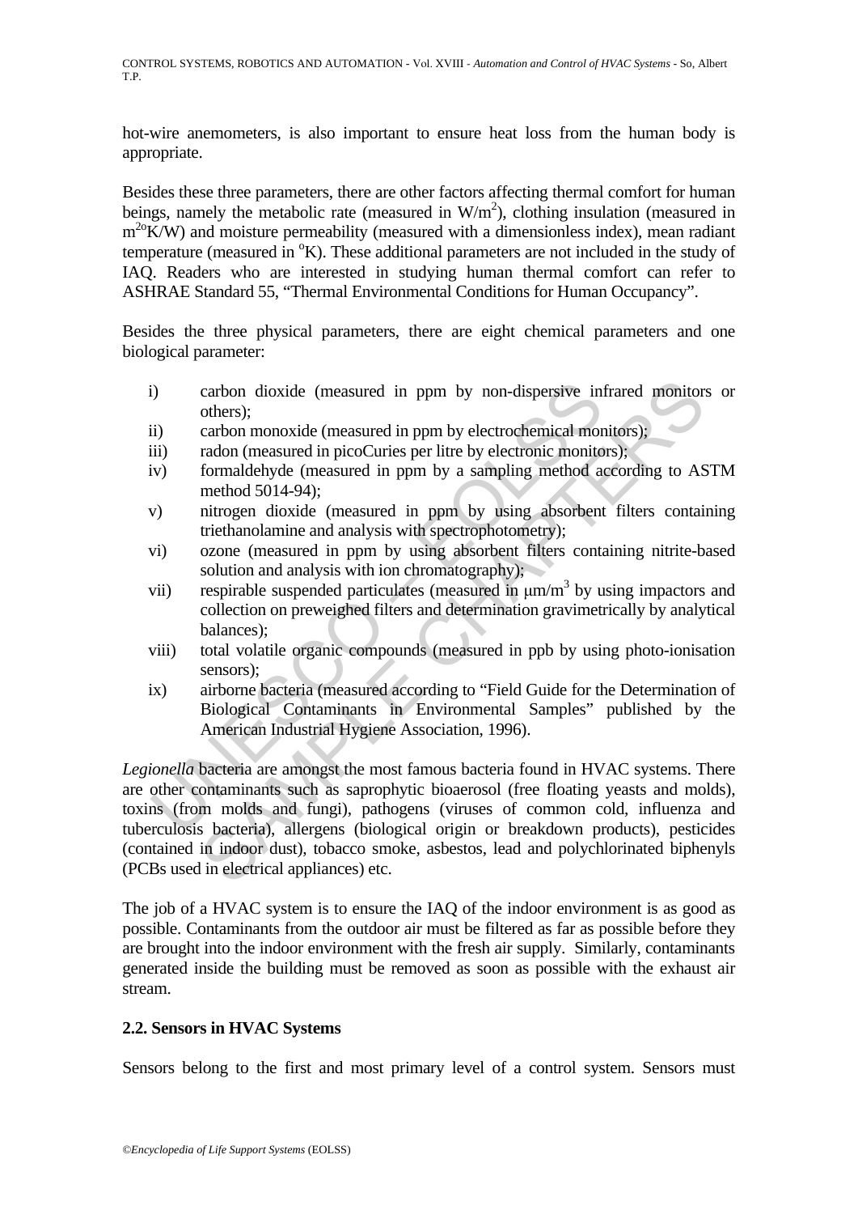hot-wire anemometers, is also important to ensure heat loss from the human body is appropriate.

Besides these three parameters, there are other factors affecting thermal comfort for human beings, namely the metabolic rate (measured in $W/m^2$), clothing insulation (measured in $m^{2o}K/W$) and moisture permeability (measured with a dimensionless index), mean radiant temperature (measured in $^oK$). These additional parameters are not included in the study of IAQ. Readers who are interested in studying human thermal comfort can refer to ASHRAE Standard 55, "Thermal Environmental Conditions for Human Occupancy".

Besides the three physical parameters, there are eight chemical parameters and one biological parameter:

i) carbon dioxide (measured in ppm by non-dispersive infrared monitors or others);
ii) carbon monoxide (measured in ppm by electrochemical monitors);
iii) radon (measured in picoCuries per litre by electronic monitors);
iv) formaldehyde (measured in ppm by a sampling method according to ASTM method 5014-94);
v) nitrogen dioxide (measured in ppm by using absorbent filters containing triethanolamine and analysis with spectrophotometry);
vi) ozone (measured in ppm by using absorbent filters containing nitrite-based solution and analysis with ion chromatography);
vii) respirable suspended particulates (measured in $\mu m/m^3$ by using impactors and collection on preweighed filters and determination gravimetrically by analytical balances);
viii) total volatile organic compounds (measured in ppb by using photo-ionisation sensors);
ix) airborne bacteria (measured according to "Field Guide for the Determination of Biological Contaminants in Environmental Samples" published by the American Industrial Hygiene Association, 1996).

*Legionella* bacteria are amongst the most famous bacteria found in HVAC systems. There are other contaminants such as saprophytic bioaerosol (free floating yeasts and molds), toxins (from molds and fungi), pathogens (viruses of common cold, influenza and tuberculosis bacteria), allergens (biological origin or breakdown products), pesticides (contained in indoor dust), tobacco smoke, asbestos, lead and polychlorinated biphenyls (PCBs used in electrical appliances) etc.

The job of a HVAC system is to ensure the IAQ of the indoor environment is as good as possible. Contaminants from the outdoor air must be filtered as far as possible before they are brought into the indoor environment with the fresh air supply. Similarly, contaminants generated inside the building must be removed as soon as possible with the exhaust air stream.

### 2.2. Sensors in HVAC Systems

Sensors belong to the first and most primary level of a control system. Sensors must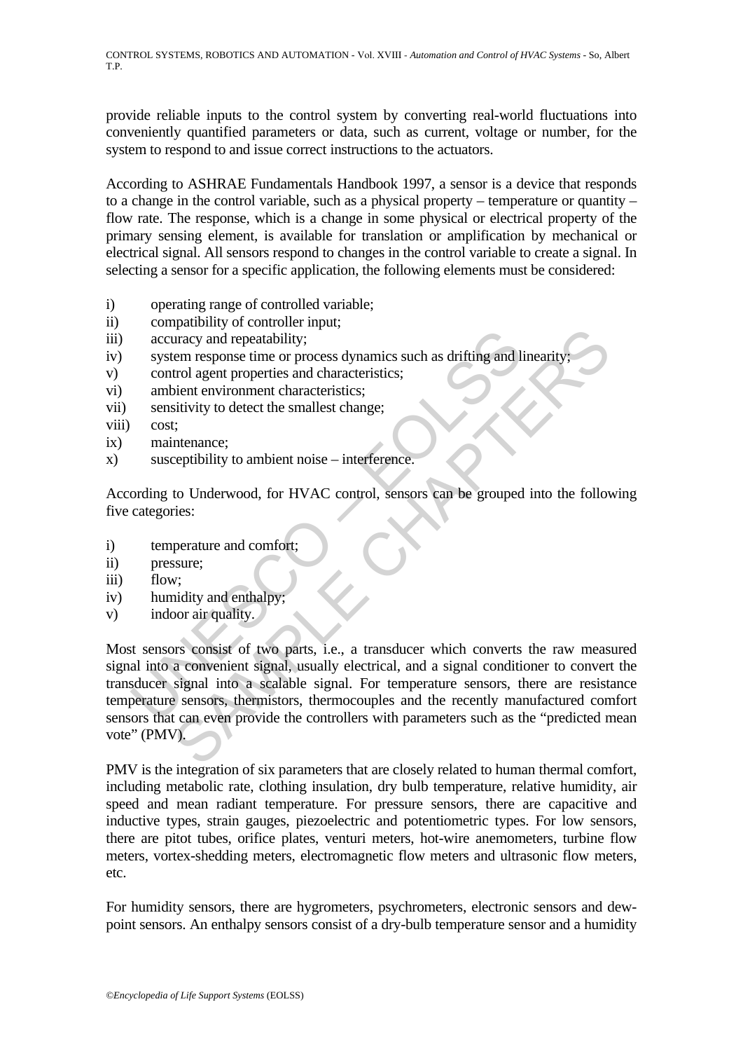provide reliable inputs to the control system by converting real-world fluctuations into conveniently quantified parameters or data, such as current, voltage or number, for the system to respond to and issue correct instructions to the actuators.

According to ASHRAE Fundamentals Handbook 1997, a sensor is a device that responds to a change in the control variable, such as a physical property – temperature or quantity – flow rate. The response, which is a change in some physical or electrical property of the primary sensing element, is available for translation or amplification by mechanical or electrical signal. All sensors respond to changes in the control variable to create a signal. In selecting a sensor for a specific application, the following elements must be considered:

- i) operating range of controlled variable;
- ii) compatibility of controller input;
- iii) accuracy and repeatability;
- iv) system response time or process dynamics such as drifting and linearity;
- v) control agent properties and characteristics;
- vi) ambient environment characteristics;
- vii) sensitivity to detect the smallest change;
- viii) cost;
- ix) maintenance;
- x) susceptibility to ambient noise – interference.

According to Underwood, for HVAC control, sensors can be grouped into the following five categories:

- i) temperature and comfort;
- ii) pressure;
- iii) flow;
- iv) humidity and enthalpy;
- v) indoor air quality.

Most sensors consist of two parts, i.e., a transducer which converts the raw measured signal into a convenient signal, usually electrical, and a signal conditioner to convert the transducer signal into a scalable signal. For temperature sensors, there are resistance temperature sensors, thermistors, thermocouples and the recently manufactured comfort sensors that can even provide the controllers with parameters such as the "predicted mean vote" (PMV).

PMV is the integration of six parameters that are closely related to human thermal comfort, including metabolic rate, clothing insulation, dry bulb temperature, relative humidity, air speed and mean radiant temperature. For pressure sensors, there are capacitive and inductive types, strain gauges, piezoelectric and potentiometric types. For low sensors, there are pitot tubes, orifice plates, venturi meters, hot-wire anemometers, turbine flow meters, vortex-shedding meters, electromagnetic flow meters and ultrasonic flow meters, etc.

For humidity sensors, there are hygrometers, psychrometers, electronic sensors and dew-point sensors. An enthalpy sensors consist of a dry-bulb temperature sensor and a humidity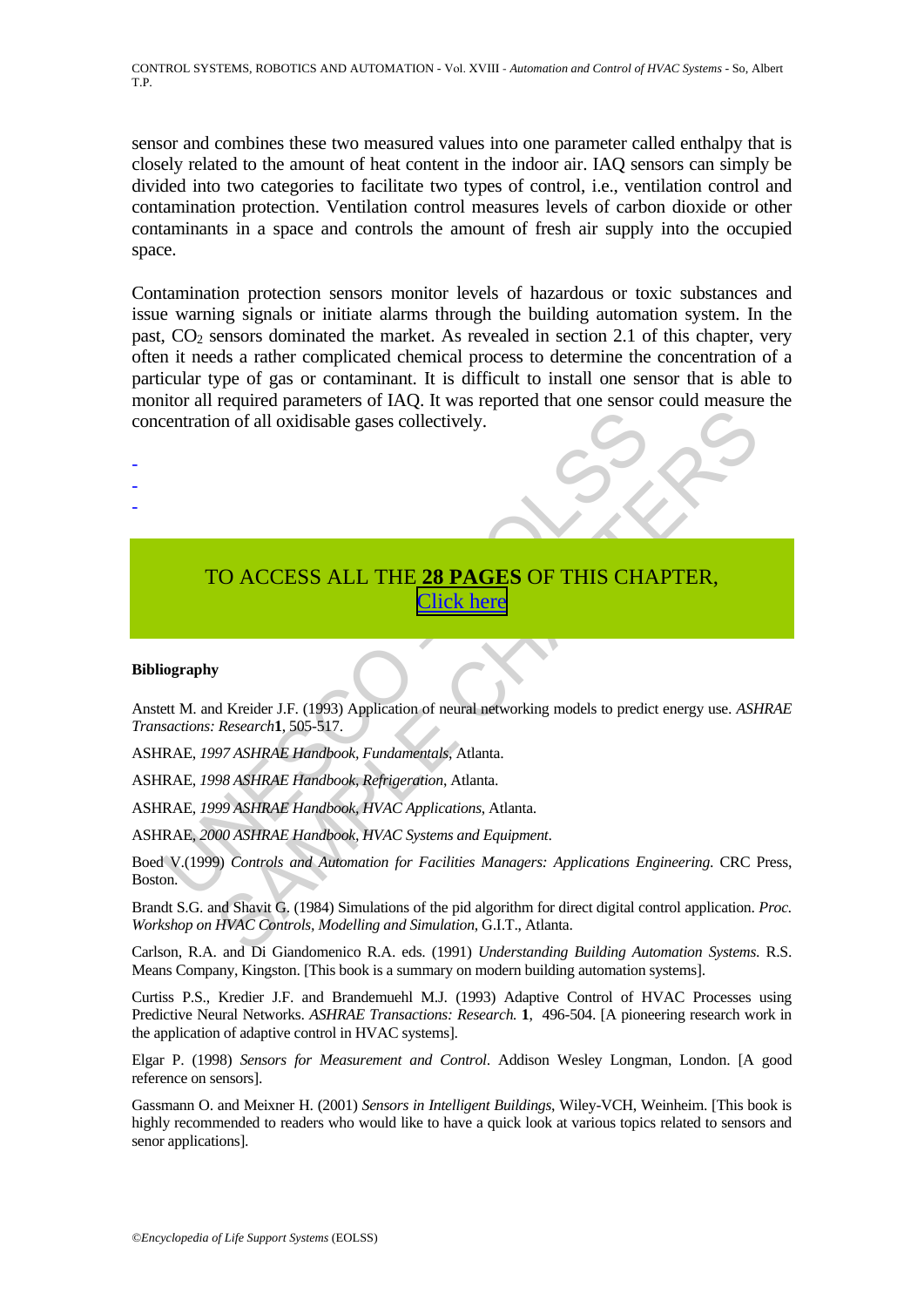sensor and combines these two measured values into one parameter called enthalpy that is closely related to the amount of heat content in the indoor air. IAQ sensors can simply be divided into two categories to facilitate two types of control, i.e., ventilation control and contamination protection. Ventilation control measures levels of carbon dioxide or other contaminants in a space and controls the amount of fresh air supply into the occupied space.

Contamination protection sensors monitor levels of hazardous or toxic substances and issue warning signals or initiate alarms through the building automation system. In the past, $CO_2$ sensors dominated the market. As revealed in section 2.1 of this chapter, very often it needs a rather complicated chemical process to determine the concentration of a particular type of gas or contaminant. It is difficult to install one sensor that is able to monitor all required parameters of IAQ. It was reported that one sensor could measure the concentration of all oxidisable gases collectively.

-
-
-

TO ACCESS ALL THE **28 PAGES** OF THIS CHAPTER,
Click here

**Bibliography**

Anstett M. and Kreider J.F. (1993) Application of neural networking models to predict energy use. *ASHRAE Transactions: Research* **1**, 505-517.

ASHRAE, *1997 ASHRAE Handbook, Fundamentals*, Atlanta.

ASHRAE, *1998 ASHRAE Handbook, Refrigeration*, Atlanta.

ASHRAE, *1999 ASHRAE Handbook, HVAC Applications*, Atlanta.

ASHRAE, *2000 ASHRAE Handbook, HVAC Systems and Equipment*.

Boed V.(1999) *Controls and Automation for Facilities Managers: Applications Engineering*. CRC Press, Boston.

Brandt S.G. and Shavit G. (1984) Simulations of the pid algorithm for direct digital control application. *Proc. Workshop on HVAC Controls, Modelling and Simulation*, G.I.T., Atlanta.

Carlson, R.A. and Di Giandomenico R.A. eds. (1991) *Understanding Building Automation Systems*. R.S. Means Company, Kingston. [This book is a summary on modern building automation systems].

Curtiss P.S., Kredier J.F. and Brandemuehl M.J. (1993) Adaptive Control of HVAC Processes using Predictive Neural Networks. *ASHRAE Transactions: Research*. **1**, 496-504. [A pioneering research work in the application of adaptive control in HVAC systems].

Elgar P. (1998) *Sensors for Measurement and Control*. Addison Wesley Longman, London. [A good reference on sensors].

Gassmann O. and Meixner H. (2001) *Sensors in Intelligent Buildings*, Wiley-VCH, Weinheim. [This book is highly recommended to readers who would like to have a quick look at various topics related to sensors and senor applications].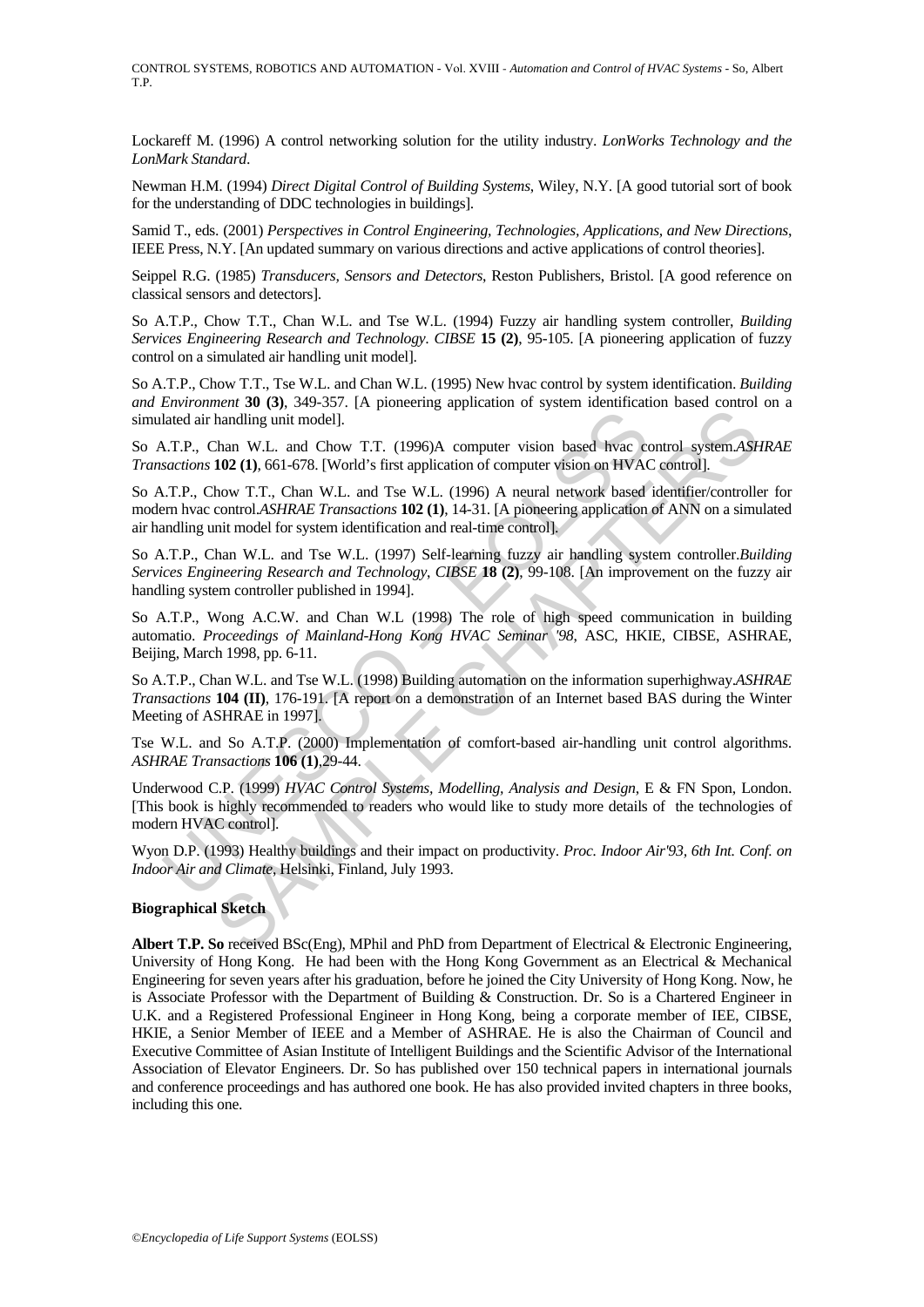Lockareff M. (1996) A control networking solution for the utility industry. *LonWorks Technology and the LonMark Standard*.

Newman H.M. (1994) *Direct Digital Control of Building Systems*, Wiley, N.Y. [A good tutorial sort of book for the understanding of DDC technologies in buildings].

Samid T., eds. (2001) *Perspectives in Control Engineering, Technologies, Applications, and New Directions*, IEEE Press, N.Y. [An updated summary on various directions and active applications of control theories].

Seippel R.G. (1985) *Transducers, Sensors and Detectors*, Reston Publishers, Bristol. [A good reference on classical sensors and detectors].

So A.T.P., Chow T.T., Chan W.L. and Tse W.L. (1994) Fuzzy air handling system controller, *Building Services Engineering Research and Technology. CIBSE* **15 (2)**, 95-105. [A pioneering application of fuzzy control on a simulated air handling unit model].

So A.T.P., Chow T.T., Tse W.L. and Chan W.L. (1995) New hvac control by system identification. *Building and Environment* **30 (3)**, 349-357. [A pioneering application of system identification based control on a simulated air handling unit model].

So A.T.P., Chan W.L. and Chow T.T. (1996)A computer vision based hvac control system.*ASHRAE Transactions* **102 (1)**, 661-678. [World's first application of computer vision on HVAC control].

So A.T.P., Chow T.T., Chan W.L. and Tse W.L. (1996) A neural network based identifier/controller for modern hvac control.*ASHRAE Transactions* **102 (1)**, 14-31. [A pioneering application of ANN on a simulated air handling unit model for system identification and real-time control].

So A.T.P., Chan W.L. and Tse W.L. (1997) Self-learning fuzzy air handling system controller.*Building Services Engineering Research and Technology*, *CIBSE* **18 (2)**, 99-108. [An improvement on the fuzzy air handling system controller published in 1994].

So A.T.P., Wong A.C.W. and Chan W.L (1998) The role of high speed communication in building automatio. *Proceedings of Mainland-Hong Kong HVAC Seminar '98*, ASC, HKIE, CIBSE, ASHRAE, Beijing, March 1998, pp. 6-11.

So A.T.P., Chan W.L. and Tse W.L. (1998) Building automation on the information superhighway.*ASHRAE Transactions* **104 (II)**, 176-191. [A report on a demonstration of an Internet based BAS during the Winter Meeting of ASHRAE in 1997].

Tse W.L. and So A.T.P. (2000) Implementation of comfort-based air-handling unit control algorithms. *ASHRAE Transactions* **106 (1)**,29-44.

Underwood C.P. (1999) *HVAC Control Systems, Modelling, Analysis and Design*, E & FN Spon, London. [This book is highly recommended to readers who would like to study more details of the technologies of modern HVAC control].

Wyon D.P. (1993) Healthy buildings and their impact on productivity. *Proc. Indoor Air'93, 6th Int. Conf. on Indoor Air and Climate*, Helsinki, Finland, July 1993.

**Biographical Sketch**

**Albert T.P. So** received BSc(Eng), MPhil and PhD from Department of Electrical & Electronic Engineering, University of Hong Kong. He had been with the Hong Kong Government as an Electrical & Mechanical Engineering for seven years after his graduation, before he joined the City University of Hong Kong. Now, he is Associate Professor with the Department of Building & Construction. Dr. So is a Chartered Engineer in U.K. and a Registered Professional Engineer in Hong Kong, being a corporate member of IEE, CIBSE, HKIE, a Senior Member of IEEE and a Member of ASHRAE. He is also the Chairman of Council and Executive Committee of Asian Institute of Intelligent Buildings and the Scientific Advisor of the International Association of Elevator Engineers. Dr. So has published over 150 technical papers in international journals and conference proceedings and has authored one book. He has also provided invited chapters in three books, including this one.